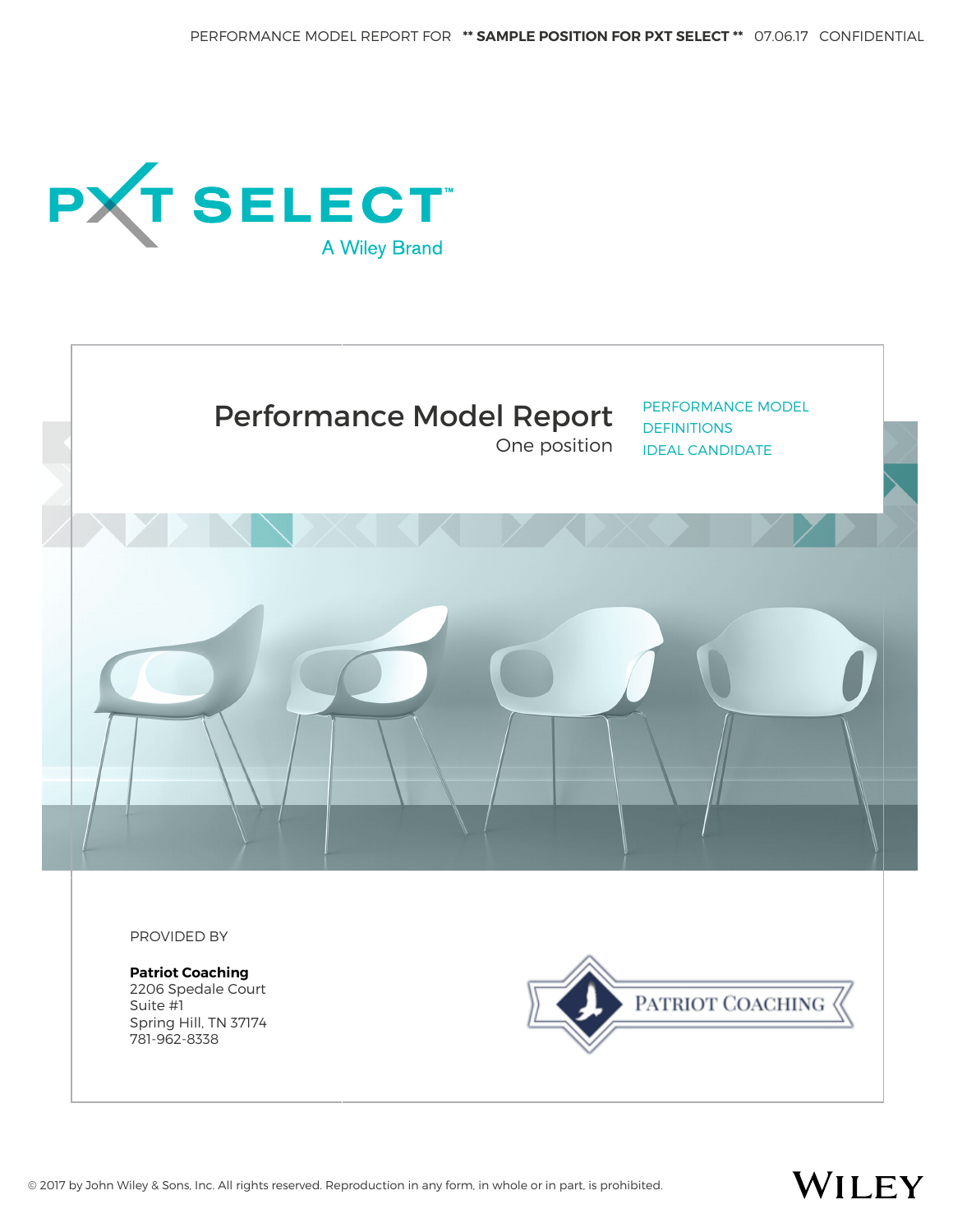PERFORMANCE MODEL REPORT FOR **** SAMPLE POSITION FOR PXT SELECT **** 07.06.17 CONFIDENTIAL

PXT SELECT™

A Wiley Brand

# Performance Model Report

One position

PERFORMANCE MODEL
DEFINITIONS
IDEAL CANDIDATE

PROVIDED BY

**Patriot Coaching**
2206 Spedale Court
Suite #1
Spring Hill, TN 37174
781-962-8338

PATRIOT COACHING

© 2017 by John Wiley & Sons, Inc. All rights reserved. Reproduction in any form, in whole or in part, is prohibited.

WILEY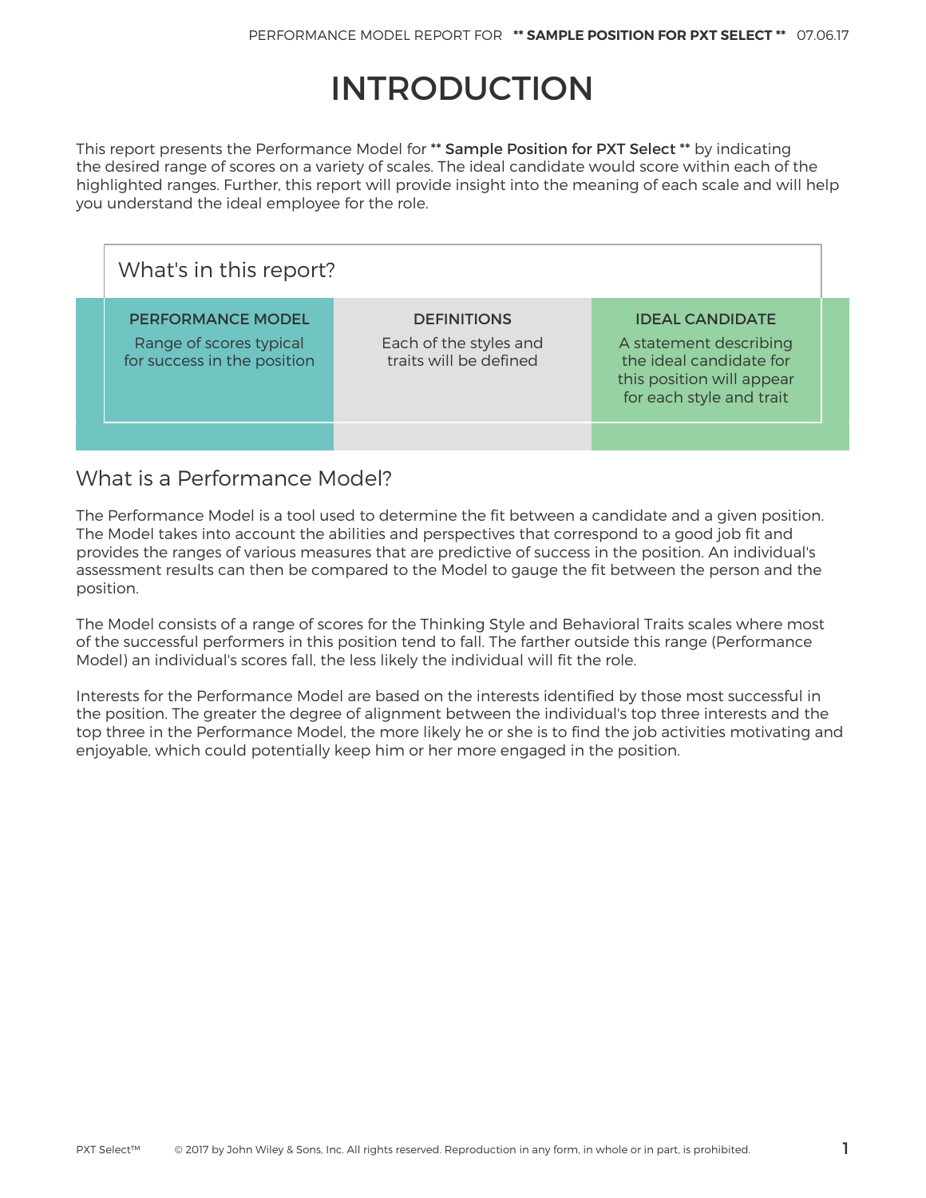# INTRODUCTION

This report presents the Performance Model for ** Sample Position for PXT Select ** by indicating the desired range of scores on a variety of scales. The ideal candidate would score within each of the highlighted ranges. Further, this report will provide insight into the meaning of each scale and will help you understand the ideal employee for the role.

## What's in this report?

| PERFORMANCE MODEL | DEFINITIONS | IDEAL CANDIDATE |
|---|---|---|
| Range of scores typical for success in the position | Each of the styles and traits will be defined | A statement describing the ideal candidate for this position will appear for each style and trait |

## What is a Performance Model?

The Performance Model is a tool used to determine the fit between a candidate and a given position. The Model takes into account the abilities and perspectives that correspond to a good job fit and provides the ranges of various measures that are predictive of success in the position. An individual's assessment results can then be compared to the Model to gauge the fit between the person and the position.

The Model consists of a range of scores for the Thinking Style and Behavioral Traits scales where most of the successful performers in this position tend to fall. The farther outside this range (Performance Model) an individual's scores fall, the less likely the individual will fit the role.

Interests for the Performance Model are based on the interests identified by those most successful in the position. The greater the degree of alignment between the individual's top three interests and the top three in the Performance Model, the more likely he or she is to find the job activities motivating and enjoyable, which could potentially keep him or her more engaged in the position.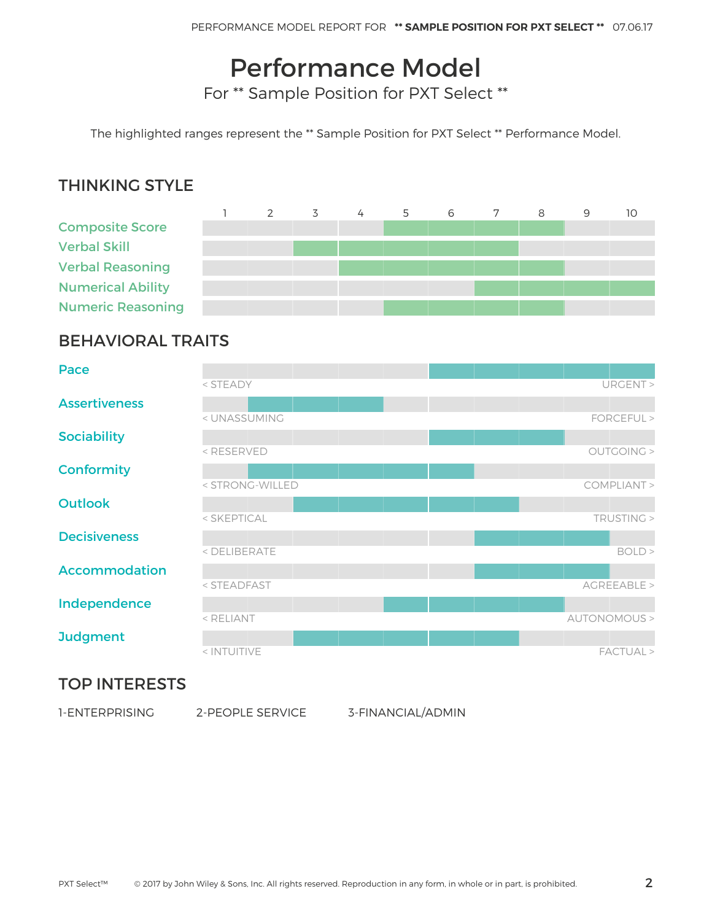# Performance Model

For ** Sample Position for PXT Select **

The highlighted ranges represent the ** Sample Position for PXT Select ** Performance Model.

## THINKING STYLE

| | 1 | 2 | 3 | 4 | 5 | 6 | 7 | 8 | 9 | 10 |
|---|---|---|---|---|---|---|---|---|---|---|
| Composite Score | | | | | ■ | ■ | ■ | ■ | | |
| Verbal Skill | | | ■ | ■ | ■ | ■ | ■ | | | |
| Verbal Reasoning | | | | ■ | ■ | ■ | ■ | ■ | | |
| Numerical Ability | | | | | | | ■ | ■ | ■ | ■ |
| Numeric Reasoning | | | | | ■ | ■ | ■ | ■ | | |

## BEHAVIORAL TRAITS

| Trait | Low end | 1 | 2 | 3 | 4 | 5 | 6 | 7 | 8 | 9 | 10 | High end |
|---|---|---|---|---|---|---|---|---|---|---|---|---|
| Pace | < STEADY | | | | | | ■ | ■ | ■ | ■ | ■ | URGENT > |
| Assertiveness | < UNASSUMING | | ■ | ■ | ■ | | | | | | | FORCEFUL > |
| Sociability | < RESERVED | | | | | | ■ | ■ | ■ | | | OUTGOING > |
| Conformity | < STRONG-WILLED | | ■ | ■ | ■ | ■ | ■ | | | | | COMPLIANT > |
| Outlook | < SKEPTICAL | | | ■ | ■ | ■ | ■ | ■ | | | | TRUSTING > |
| Decisiveness | < DELIBERATE | | | | | | | ■ | ■ | ■ | | BOLD > |
| Accommodation | < STEADFAST | | | | | | | ■ | ■ | ■ | | AGREEABLE > |
| Independence | < RELIANT | | | | | ■ | ■ | ■ | ■ | | | AUTONOMOUS > |
| Judgment | < INTUITIVE | | | ■ | ■ | ■ | ■ | ■ | | | | FACTUAL > |

## TOP INTERESTS

1-ENTERPRISING 2-PEOPLE SERVICE 3-FINANCIAL/ADMIN

PXT Select™ © 2017 by John Wiley & Sons, Inc. All rights reserved. Reproduction in any form, in whole or in part, is prohibited.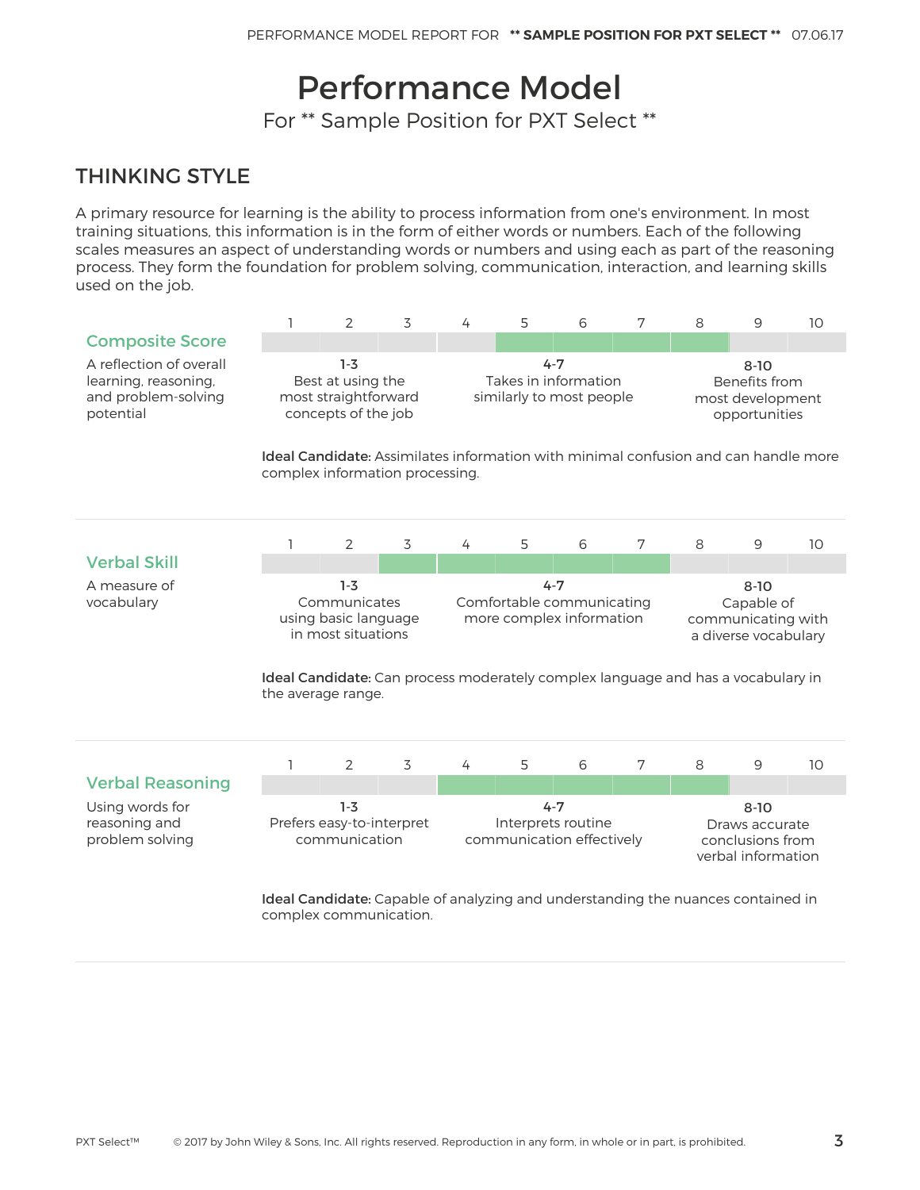# Performance Model

For ** Sample Position for PXT Select **

## THINKING STYLE

A primary resource for learning is the ability to process information from one's environment. In most training situations, this information is in the form of either words or numbers. Each of the following scales measures an aspect of understanding words or numbers and using each as part of the reasoning process. They form the foundation for problem solving, communication, interaction, and learning skills used on the job.

### Composite Score

A reflection of overall learning, reasoning, and problem-solving potential

| 1-3 | 4-7 | 8-10 |
|---|---|---|
| Best at using the most straightforward concepts of the job | Takes in information similarly to most people | Benefits from most development opportunities |

Highlighted range: 5–8

**Ideal Candidate:** Assimilates information with minimal confusion and can handle more complex information processing.

### Verbal Skill

A measure of vocabulary

| 1-3 | 4-7 | 8-10 |
|---|---|---|
| Communicates using basic language in most situations | Comfortable communicating more complex information | Capable of communicating with a diverse vocabulary |

Highlighted range: 3–7

**Ideal Candidate:** Can process moderately complex language and has a vocabulary in the average range.

### Verbal Reasoning

Using words for reasoning and problem solving

| 1-3 | 4-7 | 8-10 |
|---|---|---|
| Prefers easy-to-interpret communication | Interprets routine communication effectively | Draws accurate conclusions from verbal information |

Highlighted range: 4–8

**Ideal Candidate:** Capable of analyzing and understanding the nuances contained in complex communication.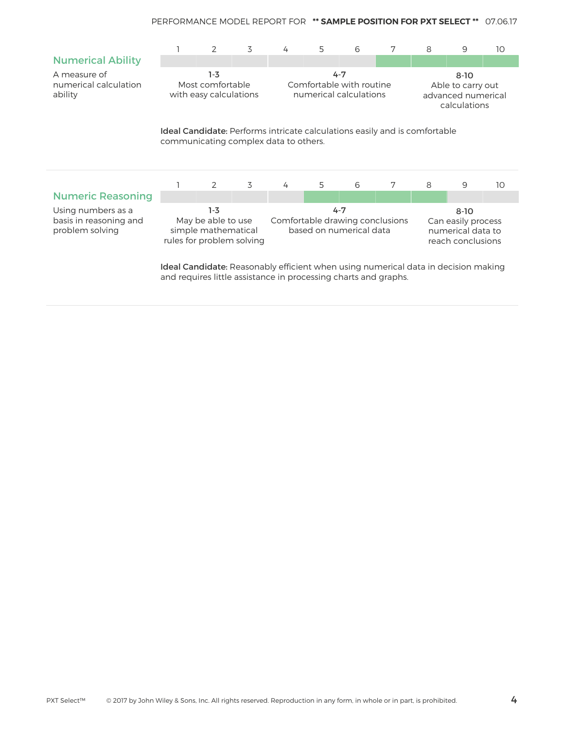## Numerical Ability

A measure of numerical calculation ability

| 1 | 2 | 3 | 4 | 5 | 6 | 7 | 8 | 9 | 10 |
|---|---|---|---|---|---|---|---|---|---|

**1-3**
Most comfortable with easy calculations

**4-7**
Comfortable with routine numerical calculations

**8-10**
Able to carry out advanced numerical calculations

**Ideal Candidate:** Performs intricate calculations easily and is comfortable communicating complex data to others.

## Numeric Reasoning

Using numbers as a basis in reasoning and problem solving

| 1 | 2 | 3 | 4 | 5 | 6 | 7 | 8 | 9 | 10 |
|---|---|---|---|---|---|---|---|---|---|

**1-3**
May be able to use simple mathematical rules for problem solving

**4-7**
Comfortable drawing conclusions based on numerical data

**8-10**
Can easily process numerical data to reach conclusions

**Ideal Candidate:** Reasonably efficient when using numerical data in decision making and requires little assistance in processing charts and graphs.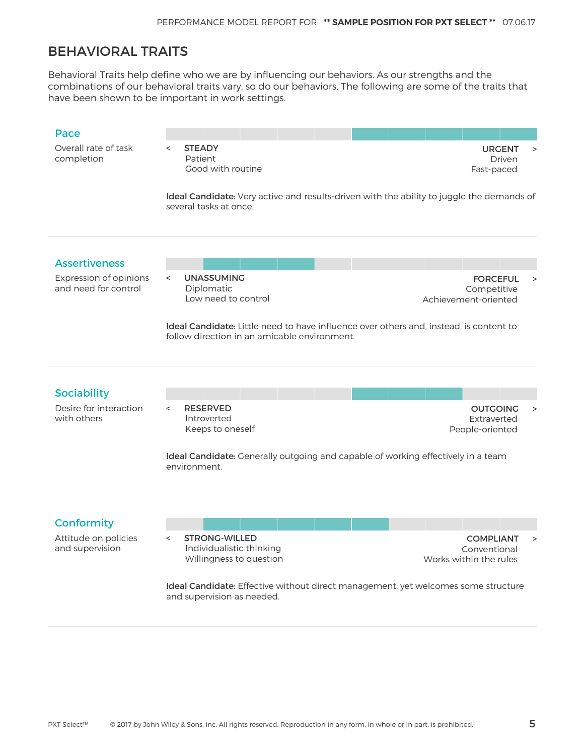# BEHAVIORAL TRAITS

Behavioral Traits help define who we are by influencing our behaviors. As our strengths and the combinations of our behavioral traits vary, so do our behaviors. The following are some of the traits that have been shown to be important in work settings.

## Pace

Overall rate of task completion

< **STEADY**
Patient
Good with routine

**URGENT** >
Driven
Fast-paced

**Ideal Candidate:** Very active and results-driven with the ability to juggle the demands of several tasks at once.

## Assertiveness

Expression of opinions and need for control

< **UNASSUMING**
Diplomatic
Low need to control

**FORCEFUL** >
Competitive
Achievement-oriented

**Ideal Candidate:** Little need to have influence over others and, instead, is content to follow direction in an amicable environment.

## Sociability

Desire for interaction with others

< **RESERVED**
Introverted
Keeps to oneself

**OUTGOING** >
Extraverted
People-oriented

**Ideal Candidate:** Generally outgoing and capable of working effectively in a team environment.

## Conformity

Attitude on policies and supervision

< **STRONG-WILLED**
Individualistic thinking
Willingness to question

**COMPLIANT** >
Conventional
Works within the rules

**Ideal Candidate:** Effective without direct management, yet welcomes some structure and supervision as needed.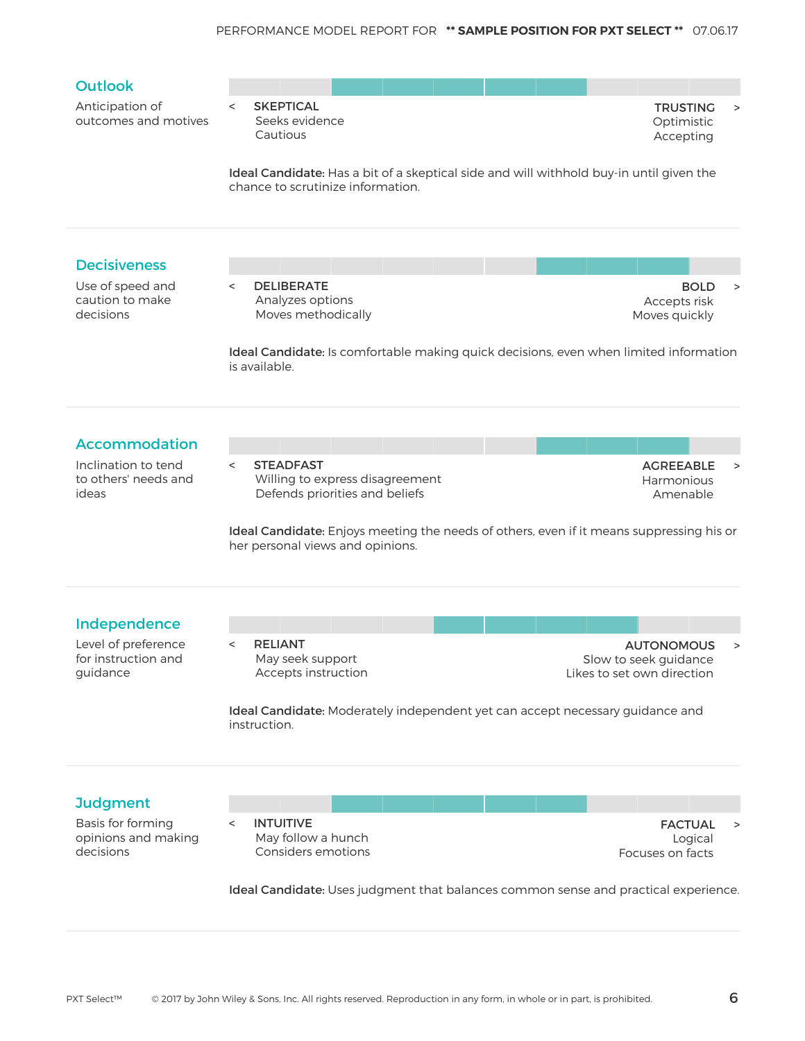## Outlook

Anticipation of outcomes and motives

< **SKEPTICAL** — Seeks evidence, Cautious | **TRUSTING** > — Optimistic, Accepting

**Ideal Candidate:** Has a bit of a skeptical side and will withhold buy-in until given the chance to scrutinize information.

---

## Decisiveness

Use of speed and caution to make decisions

< **DELIBERATE** — Analyzes options, Moves methodically | **BOLD** > — Accepts risk, Moves quickly

**Ideal Candidate:** Is comfortable making quick decisions, even when limited information is available.

---

## Accommodation

Inclination to tend to others' needs and ideas

< **STEADFAST** — Willing to express disagreement, Defends priorities and beliefs | **AGREEABLE** > — Harmonious, Amenable

**Ideal Candidate:** Enjoys meeting the needs of others, even if it means suppressing his or her personal views and opinions.

---

## Independence

Level of preference for instruction and guidance

< **RELIANT** — May seek support, Accepts instruction | **AUTONOMOUS** > — Slow to seek guidance, Likes to set own direction

**Ideal Candidate:** Moderately independent yet can accept necessary guidance and instruction.

---

## Judgment

Basis for forming opinions and making decisions

< **INTUITIVE** — May follow a hunch, Considers emotions | **FACTUAL** > — Logical, Focuses on facts

**Ideal Candidate:** Uses judgment that balances common sense and practical experience.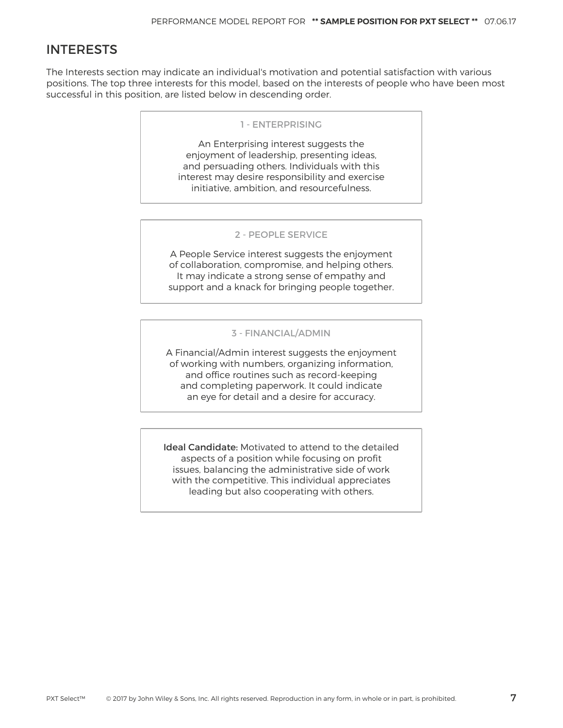# INTERESTS

The Interests section may indicate an individual's motivation and potential satisfaction with various positions. The top three interests for this model, based on the interests of people who have been most successful in this position, are listed below in descending order.

### 1 - ENTERPRISING

An Enterprising interest suggests the enjoyment of leadership, presenting ideas, and persuading others. Individuals with this interest may desire responsibility and exercise initiative, ambition, and resourcefulness.

### 2 - PEOPLE SERVICE

A People Service interest suggests the enjoyment of collaboration, compromise, and helping others. It may indicate a strong sense of empathy and support and a knack for bringing people together.

### 3 - FINANCIAL/ADMIN

A Financial/Admin interest suggests the enjoyment of working with numbers, organizing information, and office routines such as record-keeping and completing paperwork. It could indicate an eye for detail and a desire for accuracy.

**Ideal Candidate:** Motivated to attend to the detailed aspects of a position while focusing on profit issues, balancing the administrative side of work with the competitive. This individual appreciates leading but also cooperating with others.